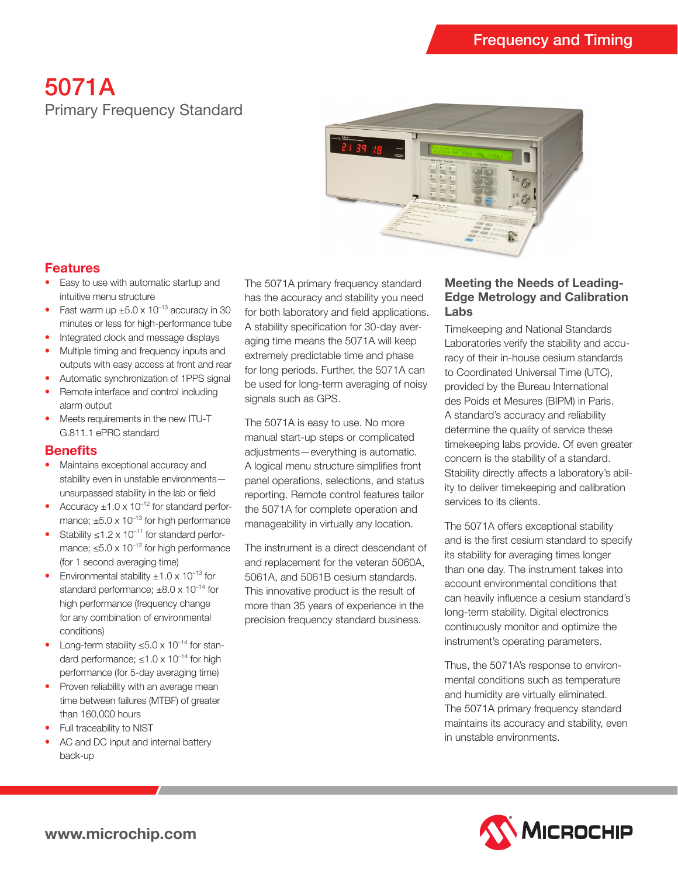# 5071A

Primary Frequency Standard

## Features

- Easy to use with automatic startup and intuitive menu structure
- Fast warm up $\pm 5.0 \times 10^{-13}$ accuracy in 30 minutes or less for high-performance tube
- Integrated clock and message displays
- Multiple timing and frequency inputs and outputs with easy access at front and rear
- Automatic synchronization of 1PPS signal
- Remote interface and control including alarm output
- Meets requirements in the new ITU-T G.811.1 ePRC standard

## Benefits

- Maintains exceptional accuracy and stability even in unstable environments—unsurpassed stability in the lab or field
- Accuracy $\pm 1.0 \times 10^{-12}$ for standard performance; $\pm 5.0 \times 10^{-13}$ for high performance
- Stability $\leq 1.2 \times 10^{-11}$ for standard performance; $\leq 5.0 \times 10^{-12}$ for high performance (for 1 second averaging time)
- Environmental stability $\pm 1.0 \times 10^{-13}$ for standard performance; $\pm 8.0 \times 10^{-14}$ for high performance (frequency change for any combination of environmental conditions)
- Long-term stability $\leq 5.0 \times 10^{-14}$ for standard performance; $\leq 1.0 \times 10^{-14}$ for high performance (for 5-day averaging time)
- Proven reliability with an average mean time between failures (MTBF) of greater than 160,000 hours
- Full traceability to NIST
- AC and DC input and internal battery back-up

The 5071A primary frequency standard has the accuracy and stability you need for both laboratory and field applications. A stability specification for 30-day averaging time means the 5071A will keep extremely predictable time and phase for long periods. Further, the 5071A can be used for long-term averaging of noisy signals such as GPS.

The 5071A is easy to use. No more manual start-up steps or complicated adjustments—everything is automatic. A logical menu structure simplifies front panel operations, selections, and status reporting. Remote control features tailor the 5071A for complete operation and manageability in virtually any location.

The instrument is a direct descendant of and replacement for the veteran 5060A, 5061A, and 5061B cesium standards. This innovative product is the result of more than 35 years of experience in the precision frequency standard business.

## Meeting the Needs of Leading-Edge Metrology and Calibration Labs

Timekeeping and National Standards Laboratories verify the stability and accuracy of their in-house cesium standards to Coordinated Universal Time (UTC), provided by the Bureau International des Poids et Mesures (BIPM) in Paris. A standard's accuracy and reliability determine the quality of service these timekeeping labs provide. Of even greater concern is the stability of a standard. Stability directly affects a laboratory's ability to deliver timekeeping and calibration services to its clients.

The 5071A offers exceptional stability and is the first cesium standard to specify its stability for averaging times longer than one day. The instrument takes into account environmental conditions that can heavily influence a cesium standard's long-term stability. Digital electronics continuously monitor and optimize the instrument's operating parameters.

Thus, the 5071A's response to environmental conditions such as temperature and humidity are virtually eliminated. The 5071A primary frequency standard maintains its accuracy and stability, even in unstable environments.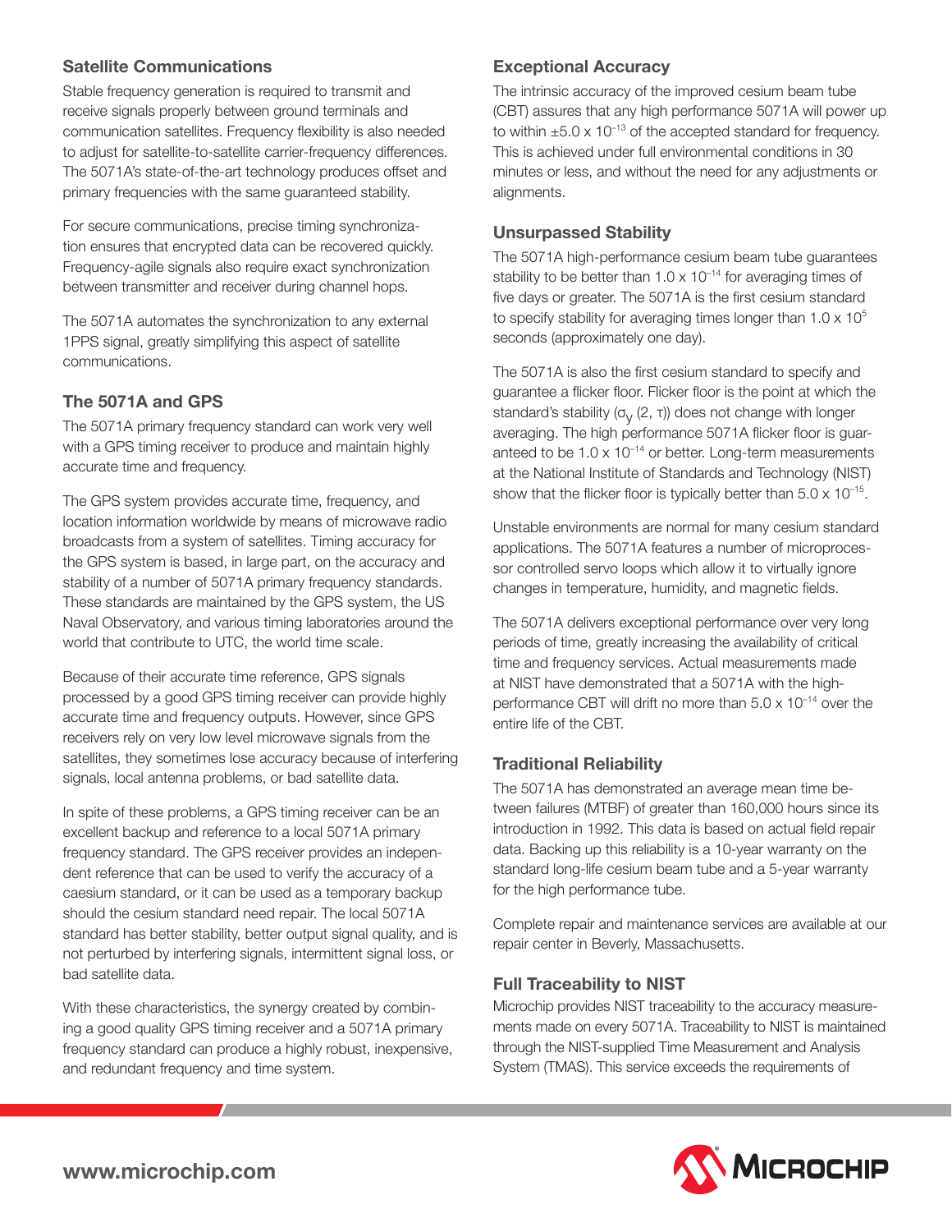### Satellite Communications

Stable frequency generation is required to transmit and receive signals properly between ground terminals and communication satellites. Frequency flexibility is also needed to adjust for satellite-to-satellite carrier-frequency differences. The 5071A's state-of-the-art technology produces offset and primary frequencies with the same guaranteed stability.

For secure communications, precise timing synchronization ensures that encrypted data can be recovered quickly. Frequency-agile signals also require exact synchronization between transmitter and receiver during channel hops.

The 5071A automates the synchronization to any external 1PPS signal, greatly simplifying this aspect of satellite communications.

### The 5071A and GPS

The 5071A primary frequency standard can work very well with a GPS timing receiver to produce and maintain highly accurate time and frequency.

The GPS system provides accurate time, frequency, and location information worldwide by means of microwave radio broadcasts from a system of satellites. Timing accuracy for the GPS system is based, in large part, on the accuracy and stability of a number of 5071A primary frequency standards. These standards are maintained by the GPS system, the US Naval Observatory, and various timing laboratories around the world that contribute to UTC, the world time scale.

Because of their accurate time reference, GPS signals processed by a good GPS timing receiver can provide highly accurate time and frequency outputs. However, since GPS receivers rely on very low level microwave signals from the satellites, they sometimes lose accuracy because of interfering signals, local antenna problems, or bad satellite data.

In spite of these problems, a GPS timing receiver can be an excellent backup and reference to a local 5071A primary frequency standard. The GPS receiver provides an independent reference that can be used to verify the accuracy of a caesium standard, or it can be used as a temporary backup should the cesium standard need repair. The local 5071A standard has better stability, better output signal quality, and is not perturbed by interfering signals, intermittent signal loss, or bad satellite data.

With these characteristics, the synergy created by combining a good quality GPS timing receiver and a 5071A primary frequency standard can produce a highly robust, inexpensive, and redundant frequency and time system.

### Exceptional Accuracy

The intrinsic accuracy of the improved cesium beam tube (CBT) assures that any high performance 5071A will power up to within $\pm 5.0 \times 10^{-13}$ of the accepted standard for frequency. This is achieved under full environmental conditions in 30 minutes or less, and without the need for any adjustments or alignments.

### Unsurpassed Stability

The 5071A high-performance cesium beam tube guarantees stability to be better than $1.0 \times 10^{-14}$ for averaging times of five days or greater. The 5071A is the first cesium standard to specify stability for averaging times longer than $1.0 \times 10^{5}$ seconds (approximately one day).

The 5071A is also the first cesium standard to specify and guarantee a flicker floor. Flicker floor is the point at which the standard's stability ($\sigma_y(2, \tau)$) does not change with longer averaging. The high performance 5071A flicker floor is guaranteed to be $1.0 \times 10^{-14}$ or better. Long-term measurements at the National Institute of Standards and Technology (NIST) show that the flicker floor is typically better than $5.0 \times 10^{-15}$.

Unstable environments are normal for many cesium standard applications. The 5071A features a number of microprocessor controlled servo loops which allow it to virtually ignore changes in temperature, humidity, and magnetic fields.

The 5071A delivers exceptional performance over very long periods of time, greatly increasing the availability of critical time and frequency services. Actual measurements made at NIST have demonstrated that a 5071A with the high-performance CBT will drift no more than $5.0 \times 10^{-14}$ over the entire life of the CBT.

### Traditional Reliability

The 5071A has demonstrated an average mean time between failures (MTBF) of greater than 160,000 hours since its introduction in 1992. This data is based on actual field repair data. Backing up this reliability is a 10-year warranty on the standard long-life cesium beam tube and a 5-year warranty for the high performance tube.

Complete repair and maintenance services are available at our repair center in Beverly, Massachusetts.

### Full Traceability to NIST

Microchip provides NIST traceability to the accuracy measurements made on every 5071A. Traceability to NIST is maintained through the NIST-supplied Time Measurement and Analysis System (TMAS). This service exceeds the requirements of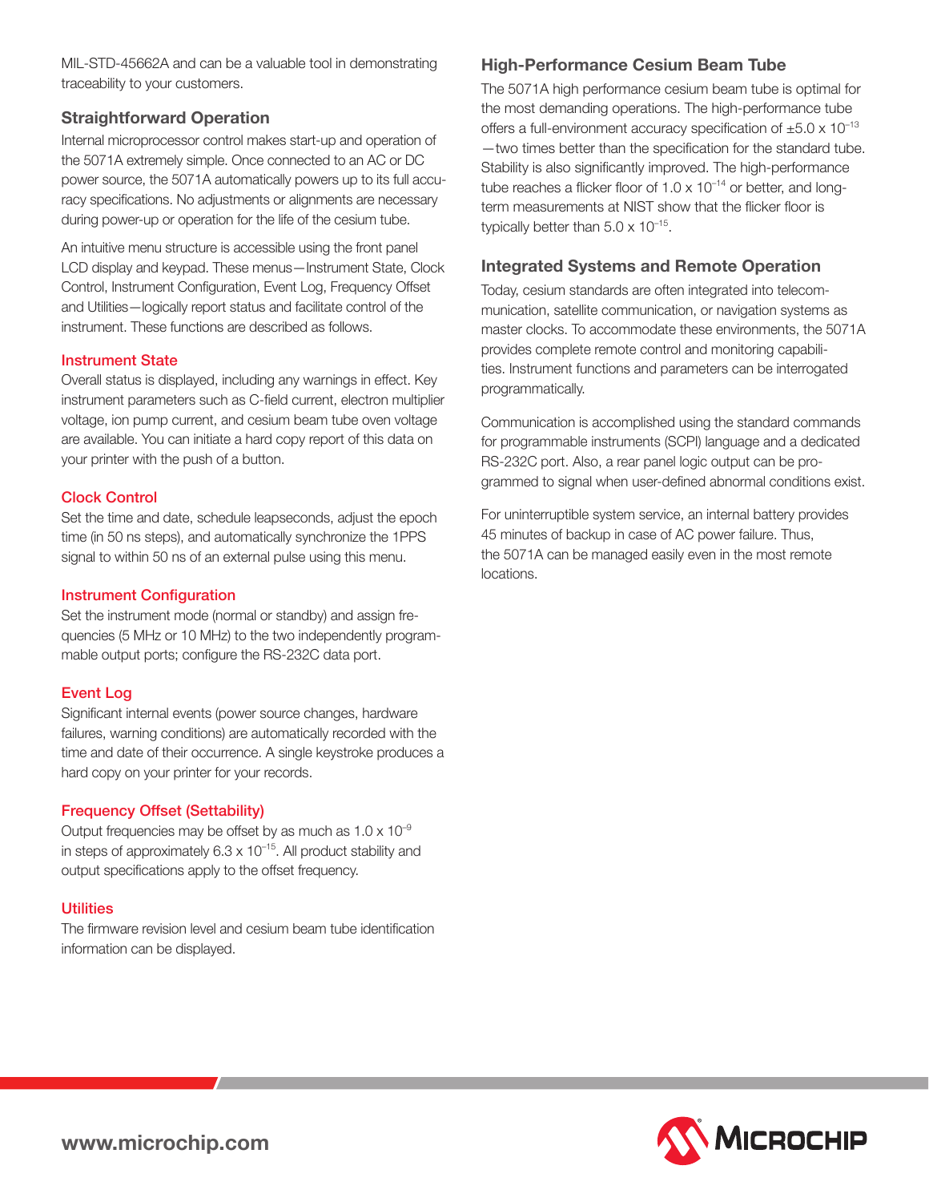MIL-STD-45662A and can be a valuable tool in demonstrating traceability to your customers.

### Straightforward Operation

Internal microprocessor control makes start-up and operation of the 5071A extremely simple. Once connected to an AC or DC power source, the 5071A automatically powers up to its full accuracy specifications. No adjustments or alignments are necessary during power-up or operation for the life of the cesium tube.

An intuitive menu structure is accessible using the front panel LCD display and keypad. These menus—Instrument State, Clock Control, Instrument Configuration, Event Log, Frequency Offset and Utilities—logically report status and facilitate control of the instrument. These functions are described as follows.

#### Instrument State

Overall status is displayed, including any warnings in effect. Key instrument parameters such as C-field current, electron multiplier voltage, ion pump current, and cesium beam tube oven voltage are available. You can initiate a hard copy report of this data on your printer with the push of a button.

#### Clock Control

Set the time and date, schedule leapseconds, adjust the epoch time (in 50 ns steps), and automatically synchronize the 1PPS signal to within 50 ns of an external pulse using this menu.

#### Instrument Configuration

Set the instrument mode (normal or standby) and assign frequencies (5 MHz or 10 MHz) to the two independently programmable output ports; configure the RS-232C data port.

#### Event Log

Significant internal events (power source changes, hardware failures, warning conditions) are automatically recorded with the time and date of their occurrence. A single keystroke produces a hard copy on your printer for your records.

#### Frequency Offset (Settability)

Output frequencies may be offset by as much as $1.0 \times 10^{-9}$ in steps of approximately $6.3 \times 10^{-15}$. All product stability and output specifications apply to the offset frequency.

#### Utilities

The firmware revision level and cesium beam tube identification information can be displayed.

### High-Performance Cesium Beam Tube

The 5071A high performance cesium beam tube is optimal for the most demanding operations. The high-performance tube offers a full-environment accuracy specification of $\pm 5.0 \times 10^{-13}$ —two times better than the specification for the standard tube. Stability is also significantly improved. The high-performance tube reaches a flicker floor of $1.0 \times 10^{-14}$ or better, and long-term measurements at NIST show that the flicker floor is typically better than $5.0 \times 10^{-15}$.

### Integrated Systems and Remote Operation

Today, cesium standards are often integrated into telecommunication, satellite communication, or navigation systems as master clocks. To accommodate these environments, the 5071A provides complete remote control and monitoring capabilities. Instrument functions and parameters can be interrogated programmatically.

Communication is accomplished using the standard commands for programmable instruments (SCPI) language and a dedicated RS-232C port. Also, a rear panel logic output can be programmed to signal when user-defined abnormal conditions exist.

For uninterruptible system service, an internal battery provides 45 minutes of backup in case of AC power failure. Thus, the 5071A can be managed easily even in the most remote locations.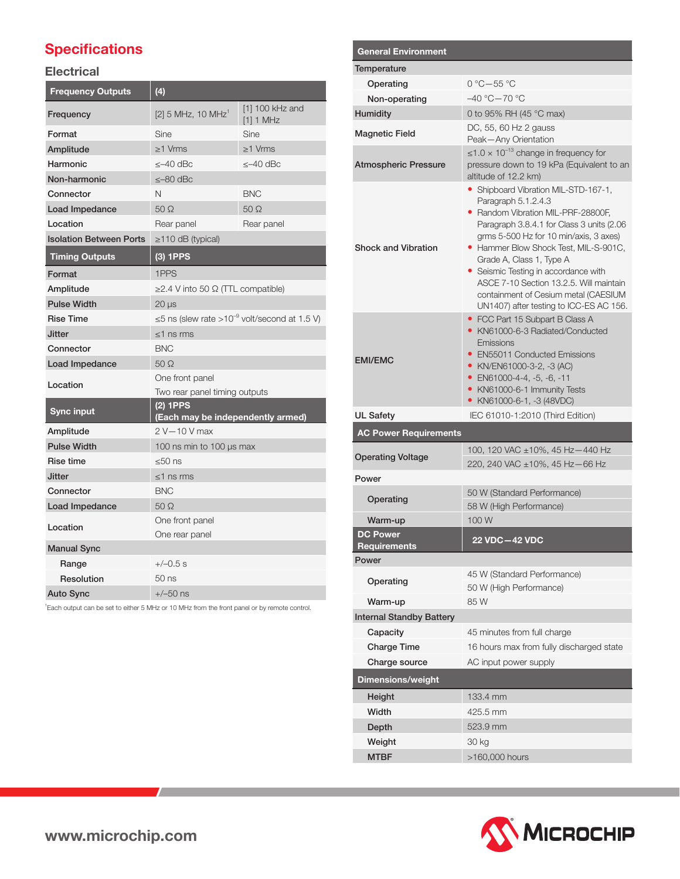# Specifications

## Electrical

| Frequency Outputs | (4) | |
|---|---|---|
| Frequency | [2] 5 MHz, 10 MHz[1] | [1] 100 kHz and [1] 1 MHz |
| Format | Sine | Sine |
| Amplitude | ≥1 Vrms | ≥1 Vrms |
| Harmonic | ≤–40 dBc | ≤–40 dBc |
| Non-harmonic | ≤–80 dBc | |
| Connector | N | BNC |
| Load Impedance | 50 Ω | 50 Ω |
| Location | Rear panel | Rear panel |
| Isolation Between Ports | ≥110 dB (typical) | |
| **Timing Outputs** | **(3) 1PPS** | |
| Format | 1PPS | |
| Amplitude | ≥2.4 V into 50 Ω (TTL compatible) | |
| Pulse Width | 20 µs | |
| Rise Time | ≤5 ns (slew rate >$10^{-9}$ volt/second at 1.5 V) | |
| Jitter | ≤1 ns rms | |
| Connector | BNC | |
| Load Impedance | 50 Ω | |
| Location | One front panel<br>Two rear panel timing outputs | |
| **Sync input** | **(2) 1PPS (Each may be independently armed)** | |
| Amplitude | 2 V—10 V max | |
| Pulse Width | 100 ns min to 100 µs max | |
| Rise time | ≤50 ns | |
| Jitter | ≤1 ns rms | |
| Connector | BNC | |
| Load Impedance | 50 Ω | |
| Location | One front panel<br>One rear panel | |
| Manual Sync | | |
| Range | +/–0.5 s | |
| Resolution | 50 ns | |
| Auto Sync | +/–50 ns | |

[1]Each output can be set to either 5 MHz or 10 MHz from the front panel or by remote control.

| General Environment | |
|---|---|
| Temperature | |
| Operating | 0 °C—55 °C |
| Non-operating | –40 °C—70 °C |
| Humidity | 0 to 95% RH (45 °C max) |
| Magnetic Field | DC, 55, 60 Hz 2 gauss<br>Peak—Any Orientation |
| Atmospheric Pressure | ≤1.0 × $10^{-13}$ change in frequency for pressure down to 19 kPa (Equivalent to an altitude of 12.2 km) |
| Shock and Vibration | • Shipboard Vibration MIL-STD-167-1, Paragraph 5.1.2.4.3<br>• Random Vibration MIL-PRF-28800F, Paragraph 3.8.4.1 for Class 3 units (2.06 grms 5-500 Hz for 10 min/axis, 3 axes)<br>• Hammer Blow Shock Test, MIL-S-901C, Grade A, Class 1, Type A<br>• Seismic Testing in accordance with ASCE 7-10 Section 13.2.5. Will maintain containment of Cesium metal (CAESIUM UN1407) after testing to ICC-ES AC 156. |
| EMI/EMC | • FCC Part 15 Subpart B Class A<br>• KN61000-6-3 Radiated/Conducted Emissions<br>• EN55011 Conducted Emissions<br>• KN/EN61000-3-2, -3 (AC)<br>• EN61000-4-4, -5, -6, -11<br>• KN61000-6-1 Immunity Tests<br>• KN61000-6-1, -3 (48VDC) |
| UL Safety | IEC 61010-1:2010 (Third Edition) |
| **AC Power Requirements** | |
| Operating Voltage | 100, 120 VAC ±10%, 45 Hz—440 Hz<br>220, 240 VAC ±10%, 45 Hz—66 Hz |
| Power | |
| Operating | 50 W (Standard Performance)<br>58 W (High Performance) |
| Warm-up | 100 W |
| **DC Power Requirements** | **22 VDC—42 VDC** |
| Power | |
| Operating | 45 W (Standard Performance)<br>50 W (High Performance) |
| Warm-up | 85 W |
| Internal Standby Battery | |
| Capacity | 45 minutes from full charge |
| Charge Time | 16 hours max from fully discharged state |
| Charge source | AC input power supply |
| **Dimensions/weight** | |
| Height | 133.4 mm |
| Width | 425.5 mm |
| Depth | 523.9 mm |
| Weight | 30 kg |
| MTBF | >160,000 hours |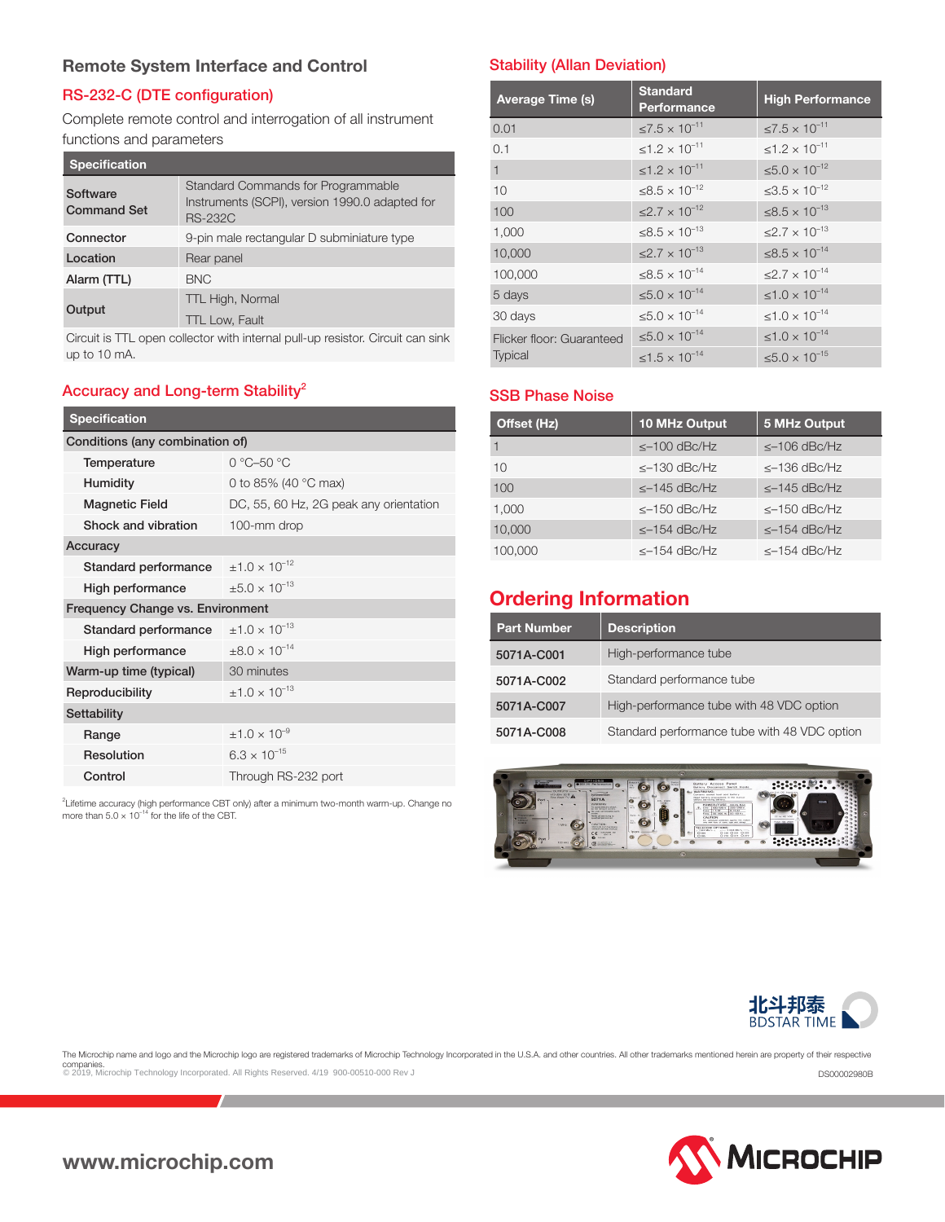## Remote System Interface and Control

### RS-232-C (DTE configuration)

Complete remote control and interrogation of all instrument functions and parameters

| Specification | |
|---|---|
| Software Command Set | Standard Commands for Programmable Instruments (SCPI), version 1990.0 adapted for RS-232C |
| Connector | 9-pin male rectangular D subminiature type |
| Location | Rear panel |
| Alarm (TTL) | BNC |
| Output | TTL High, Normal<br>TTL Low, Fault |
| Circuit is TTL open collector with internal pull-up resistor. Circuit can sink up to 10 mA. | |

### Accuracy and Long-term Stability[2]

| Specification | |
|---|---|
| Conditions (any combination of) | |
| Temperature | 0 °C–50 °C |
| Humidity | 0 to 85% (40 °C max) |
| Magnetic Field | DC, 55, 60 Hz, 2G peak any orientation |
| Shock and vibration | 100-mm drop |
| Accuracy | |
| Standard performance | $\pm 1.0 \times 10^{-12}$ |
| High performance | $\pm 5.0 \times 10^{-13}$ |
| Frequency Change vs. Environment | |
| Standard performance | $\pm 1.0 \times 10^{-13}$ |
| High performance | $\pm 8.0 \times 10^{-14}$ |
| Warm-up time (typical) | 30 minutes |
| Reproducibility | $\pm 1.0 \times 10^{-13}$ |
| Settability | |
| Range | $\pm 1.0 \times 10^{-9}$ |
| Resolution | $6.3 \times 10^{-15}$ |
| Control | Through RS-232 port |

[2]Lifetime accuracy (high performance CBT only) after a minimum two-month warm-up. Change no more than $5.0 \times 10^{-14}$ for the life of the CBT.

### Stability (Allan Deviation)

| Average Time (s) | Standard Performance | High Performance |
|---|---|---|
| 0.01 | $\leq 7.5 \times 10^{-11}$ | $\leq 7.5 \times 10^{-11}$ |
| 0.1 | $\leq 1.2 \times 10^{-11}$ | $\leq 1.2 \times 10^{-11}$ |
| 1 | $\leq 1.2 \times 10^{-11}$ | $\leq 5.0 \times 10^{-12}$ |
| 10 | $\leq 8.5 \times 10^{-12}$ | $\leq 3.5 \times 10^{-12}$ |
| 100 | $\leq 2.7 \times 10^{-12}$ | $\leq 8.5 \times 10^{-13}$ |
| 1,000 | $\leq 8.5 \times 10^{-13}$ | $\leq 2.7 \times 10^{-13}$ |
| 10,000 | $\leq 2.7 \times 10^{-13}$ | $\leq 8.5 \times 10^{-14}$ |
| 100,000 | $\leq 8.5 \times 10^{-14}$ | $\leq 2.7 \times 10^{-14}$ |
| 5 days | $\leq 5.0 \times 10^{-14}$ | $\leq 1.0 \times 10^{-14}$ |
| 30 days | $\leq 5.0 \times 10^{-14}$ | $\leq 1.0 \times 10^{-14}$ |
| Flicker floor: Guaranteed | $\leq 5.0 \times 10^{-14}$ | $\leq 1.0 \times 10^{-14}$ |
| Typical | $\leq 1.5 \times 10^{-14}$ | $\leq 5.0 \times 10^{-15}$ |

### SSB Phase Noise

| Offset (Hz) | 10 MHz Output | 5 MHz Output |
|---|---|---|
| 1 | ≤–100 dBc/Hz | ≤–106 dBc/Hz |
| 10 | ≤–130 dBc/Hz | ≤–136 dBc/Hz |
| 100 | ≤–145 dBc/Hz | ≤–145 dBc/Hz |
| 1,000 | ≤–150 dBc/Hz | ≤–150 dBc/Hz |
| 10,000 | ≤–154 dBc/Hz | ≤–154 dBc/Hz |
| 100,000 | ≤–154 dBc/Hz | ≤–154 dBc/Hz |

## Ordering Information

| Part Number | Description |
|---|---|
| 5071A-C001 | High-performance tube |
| 5071A-C002 | Standard performance tube |
| 5071A-C007 | High-performance tube with 48 VDC option |
| 5071A-C008 | Standard performance tube with 48 VDC option |

北斗邦泰 BDSTAR TIME

The Microchip name and logo and the Microchip logo are registered trademarks of Microchip Technology Incorporated in the U.S.A. and other countries. All other trademarks mentioned herein are property of their respective companies.
© 2019, Microchip Technology Incorporated. All Rights Reserved. 4/19 900-00510-000 Rev J

DS00002980B

www.microchip.com